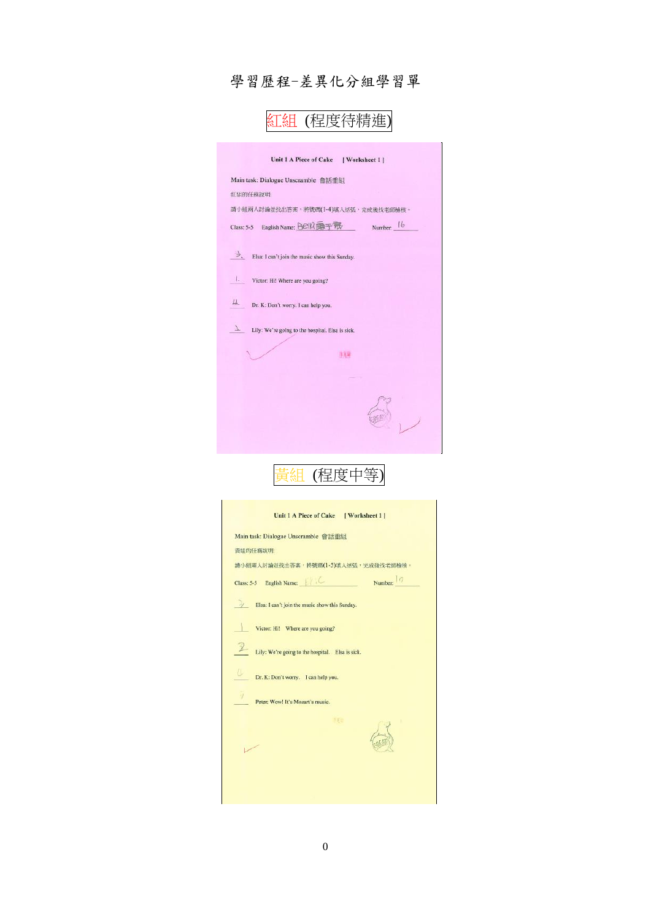# 學習歷程-差異化分組學習單

## 紅組 (程度待精進)

**Unit 1 A Piece of Cake [ Worksheet 1 ]**

Main task: Dialogue Unscramble 會話重組

紅組的任務說明:

請小組兩人討論並找出答案，將號碼(1-4)填入括弧，完成後找老師檢核。

Class: 5-5 English Name: Bella 蕭于宸 Number: 16

3. Elsa: I can't join the music show this Sunday.

1. Victor: Hi! Where are you going?

4. Dr. K: Don't worry. I can help you.

2. Lily: We're going to the hospital. Elsa is sick.

## 黃組 (程度中等)

**Unit 1 A Piece of Cake [ Worksheet 1 ]**

Main task: Dialogue Unscramble 會話重組

黃組的任務說明:

請小組兩人討論並找出答案，將號碼(1-5)填入括弧，完成後找老師檢核。

Class: 5-5 English Name: Eric Number: 17

3. Elsa: I can't join the music show this Sunday.

1. Victor: Hi! Where are you going?

2. Lily: We're going to the hospital. Elsa is sick.

4. Dr. K: Don't worry. I can help you.

5. Peter: Wow! It's Mozart's music.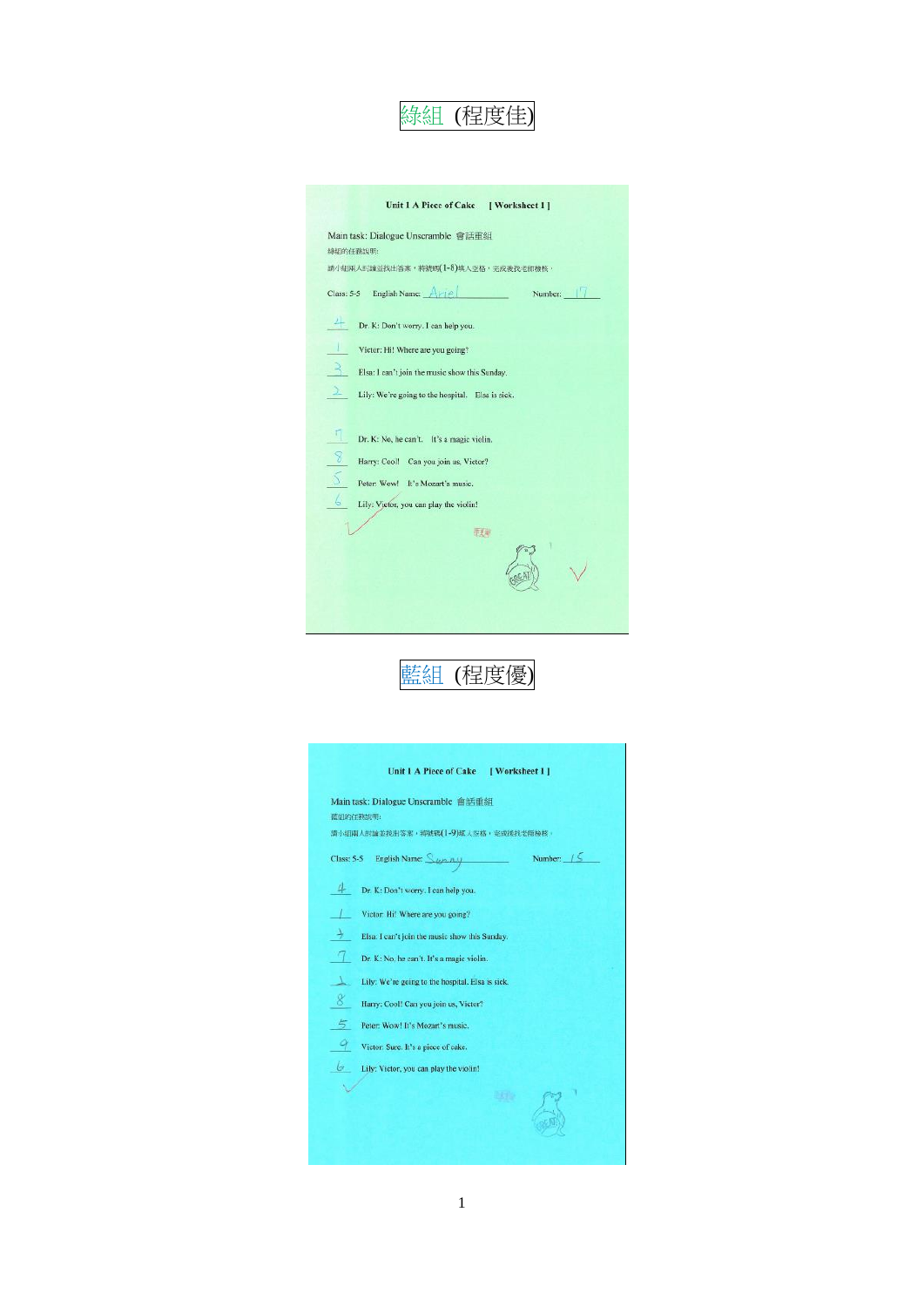綠組 (程度佳)

**Unit 1 A Piece of Cake [ Worksheet 1 ]**

Main task: Dialogue Unscramble 會話重組

綠組的任務說明:

請小組兩人討論並找出答案，將號碼(1-8)填入空格，完成後找老師檢核。

Class: 5-5 English Name: Ariel Number: 17

4 Dr. K: Don't worry. I can help you.

1 Victor: Hi! Where are you going?

3 Elsa: I can't join the music show this Sunday.

2 Lily: We're going to the hospital. Elsa is sick.

7 Dr. K: No, he can't. It's a magic violin.

8 Harry: Cool! Can you join us, Victor?

5 Peter: Wow! It's Mozart's music.

6 Lily: Victor, you can play the violin!

藍組 (程度優)

**Unit 1 A Piece of Cake [ Worksheet 1 ]**

Main task: Dialogue Unscramble 會話重組

藍組的任務說明:

請小組兩人討論並找出答案，將號碼(1-9)填入空格，完成後找老師檢核。

Class: 5-5 English Name: Sunny Number: 15

4 Dr. K: Don't worry. I can help you.

1 Victor: Hi! Where are you going?

3 Elsa: I can't join the music show this Sunday.

7 Dr. K: No, he can't. It's a magic violin.

2 Lily: We're going to the hospital. Elsa is sick.

8 Harry: Cool! Can you join us, Victor?

5 Peter: Wow! It's Mozart's music.

9 Victor: Sure. It's a piece of cake.

6 Lily: Victor, you can play the violin!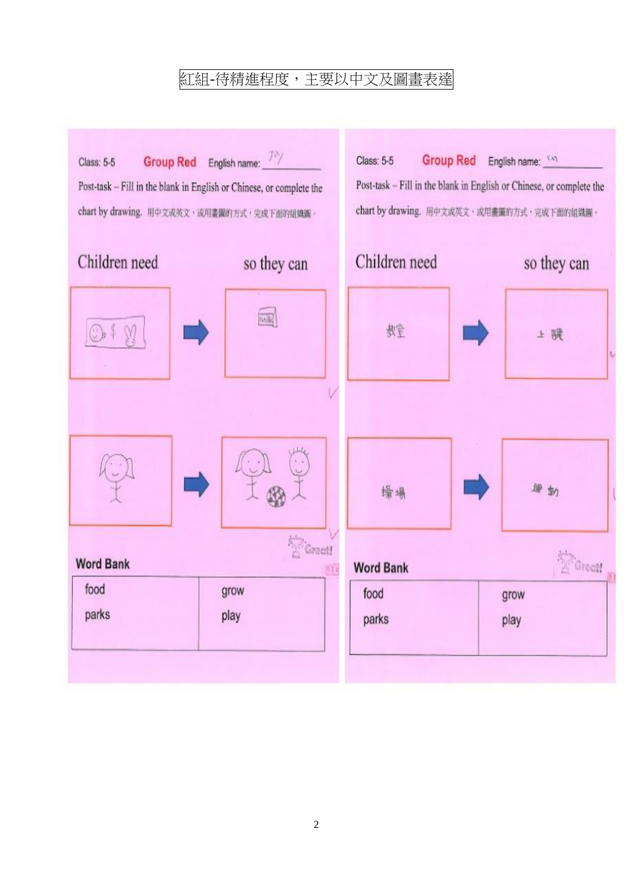紅組-待精進程度，主要以中文及圖畫表達

Class: 5-5 **Group Red** English name: Joy

Post-task – Fill in the blank in English or Chinese, or complete the chart by drawing. 用中文或英文，或用畫圖的方式，完成下面的組織圖。

| Children need | | so they can |
|---|---|---|
| | → | Milk |
| | → | |

Great!

**Word Bank**

| | |
|---|---|
| food | grow |
| parks | play |

Class: 5-5 **Group Red** English name: Kin

Post-task – Fill in the blank in English or Chinese, or complete the chart by drawing. 用中文或英文，或用畫圖的方式，完成下面的組織圖。

| Children need | | so they can |
|---|---|---|
| 教室 | → | 上課 |
| 操場 | → | 運動 |

Great!

**Word Bank**

| | |
|---|---|
| food | grow |
| parks | play |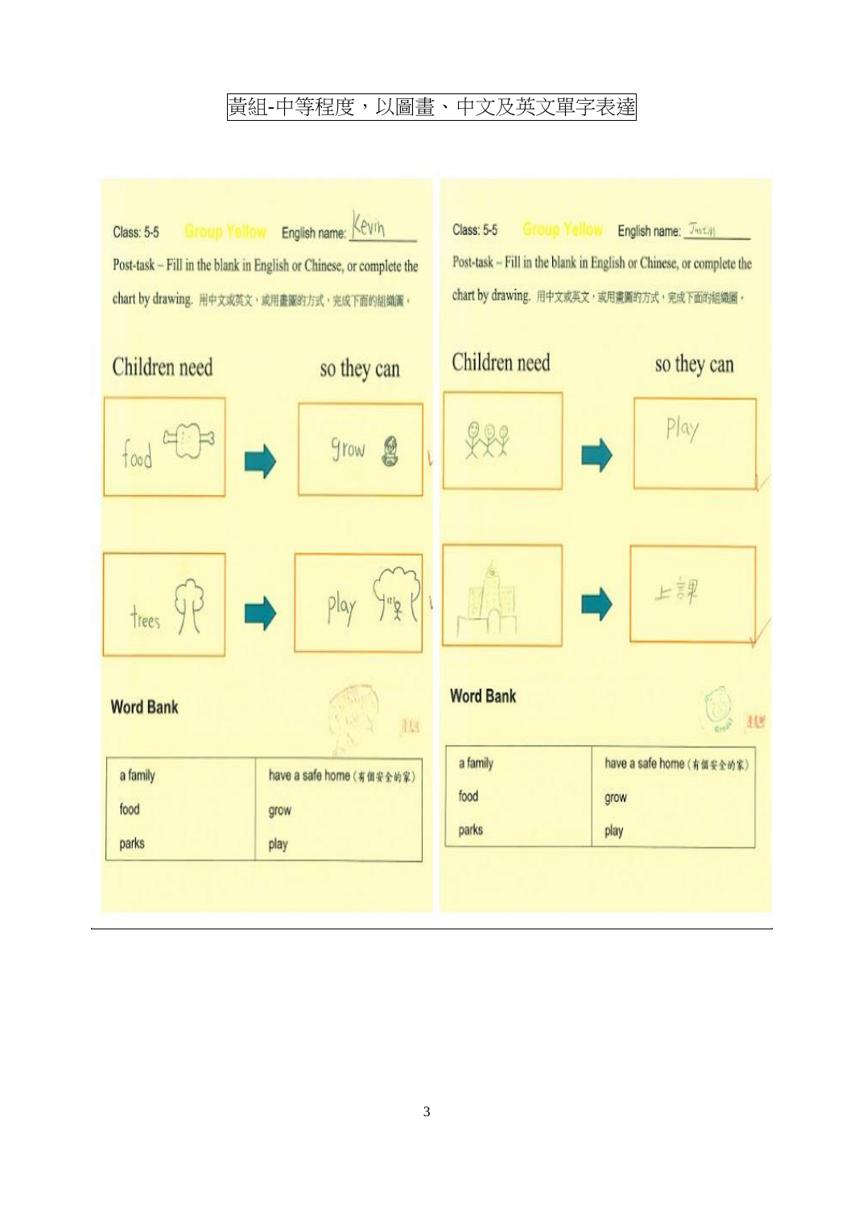黃組-中等程度，以圖畫、中文及英文單字表達

Class: 5-5 Group Yellow English name: Kevin

Post-task – Fill in the blank in English or Chinese, or complete the chart by drawing. 用中文或英文，或用畫圖的方式，完成下面的組織圖。

| Children need | | so they can |
|---|---|---|
| food | → | grow |
| trees | → | play |

**Word Bank**

| | |
|---|---|
| a family | have a safe home (有個安全的家) |
| food | grow |
| parks | play |

Class: 5-5 Group Yellow English name: Justin

Post-task – Fill in the blank in English or Chinese, or complete the chart by drawing. 用中文或英文，或用畫圖的方式，完成下面的組織圖。

| Children need | | so they can |
|---|---|---|
| | → | Play |
| | → | 上課 |

**Word Bank**

| | |
|---|---|
| a family | have a safe home (有個安全的家) |
| food | grow |
| parks | play |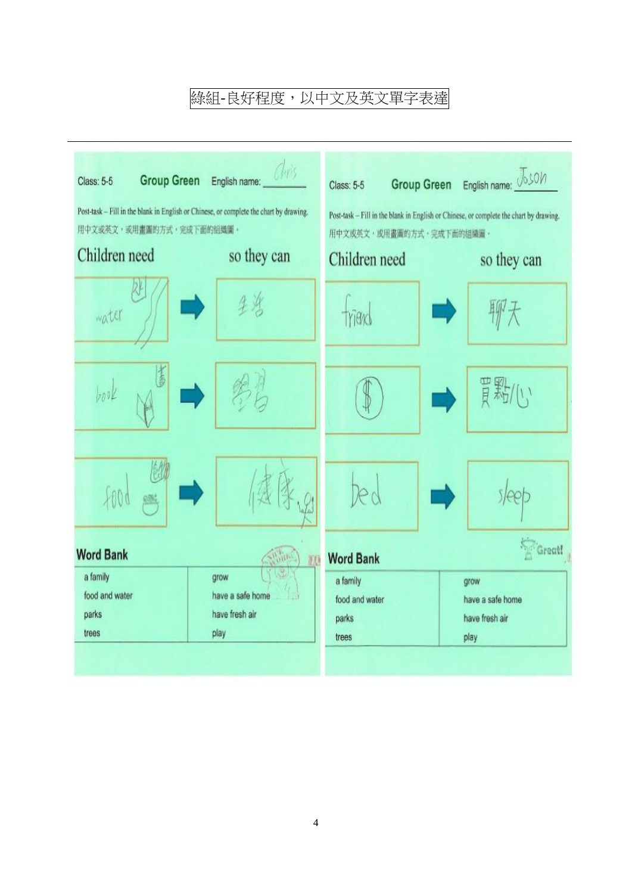# 綠組-良好程度，以中文及英文單字表達

---

Class: 5-5 **Group Green** English name: Chris

Post-task – Fill in the blank in English or Chinese, or complete the chart by drawing.
用中文或英文，或用畫圖的方式，完成下面的組織圖。

| Children need | | so they can |
|---|---|---|
| water 水 | ➡ | 生活 |
| book 書 | ➡ | 學習 |
| food 食物 | ➡ | 健康 |

**Word Bank**

| | |
|---|---|
| a family | grow |
| food and water | have a safe home |
| parks | have fresh air |
| trees | play |

Class: 5-5 **Group Green** English name: Jason

Post-task – Fill in the blank in English or Chinese, or complete the chart by drawing.
用中文或英文，或用畫圖的方式，完成下面的組織圖。

| Children need | | so they can |
|---|---|---|
| friend | ➡ | 聊天 |
| $ | ➡ | 買點心 |
| bed | ➡ | sleep |

Great!

**Word Bank**

| | |
|---|---|
| a family | grow |
| food and water | have a safe home |
| parks | have fresh air |
| trees | play |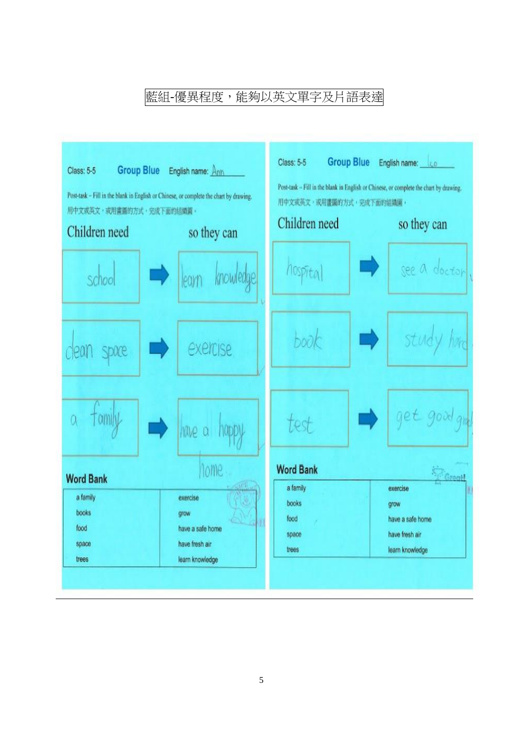藍組-優異程度，能夠以英文單字及片語表達

Class: 5-5　　Group Blue　　English name: Ann

Post-task – Fill in the blank in English or Chinese, or complete the chart by drawing.
用中文或英文，或用畫圖的方式，完成下面的組織圖。

| Children need | | so they can |
|---|---|---|
| school | → | learn knowledge |
| clean space | → | exercise |
| a family | → | have a happy home |

**Word Bank**

| | |
|---|---|
| a family | exercise |
| books | grow |
| food | have a safe home |
| space | have fresh air |
| trees | learn knowledge |

Class: 5-5　　Group Blue　　English name: Leo

Post-task – Fill in the blank in English or Chinese, or complete the chart by drawing.
用中文或英文，或用畫圖的方式，完成下面的組織圖。

| Children need | | so they can |
|---|---|---|
| hospital | → | see a doctor |
| book | → | study hard |
| test | → | get good grades |

Great!

**Word Bank**

| | |
|---|---|
| a family | exercise |
| books | grow |
| food | have a safe home |
| space | have fresh air |
| trees | learn knowledge |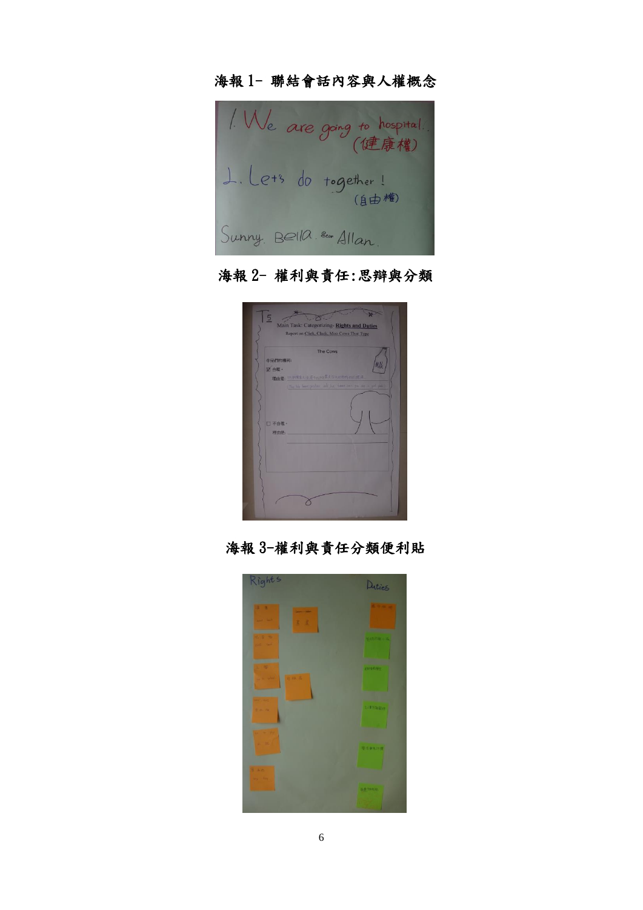海報 1- 聯結會話內容與人權概念

海報 2- 權利與責任:思辯與分類

海報 3-權利與責任分類便利貼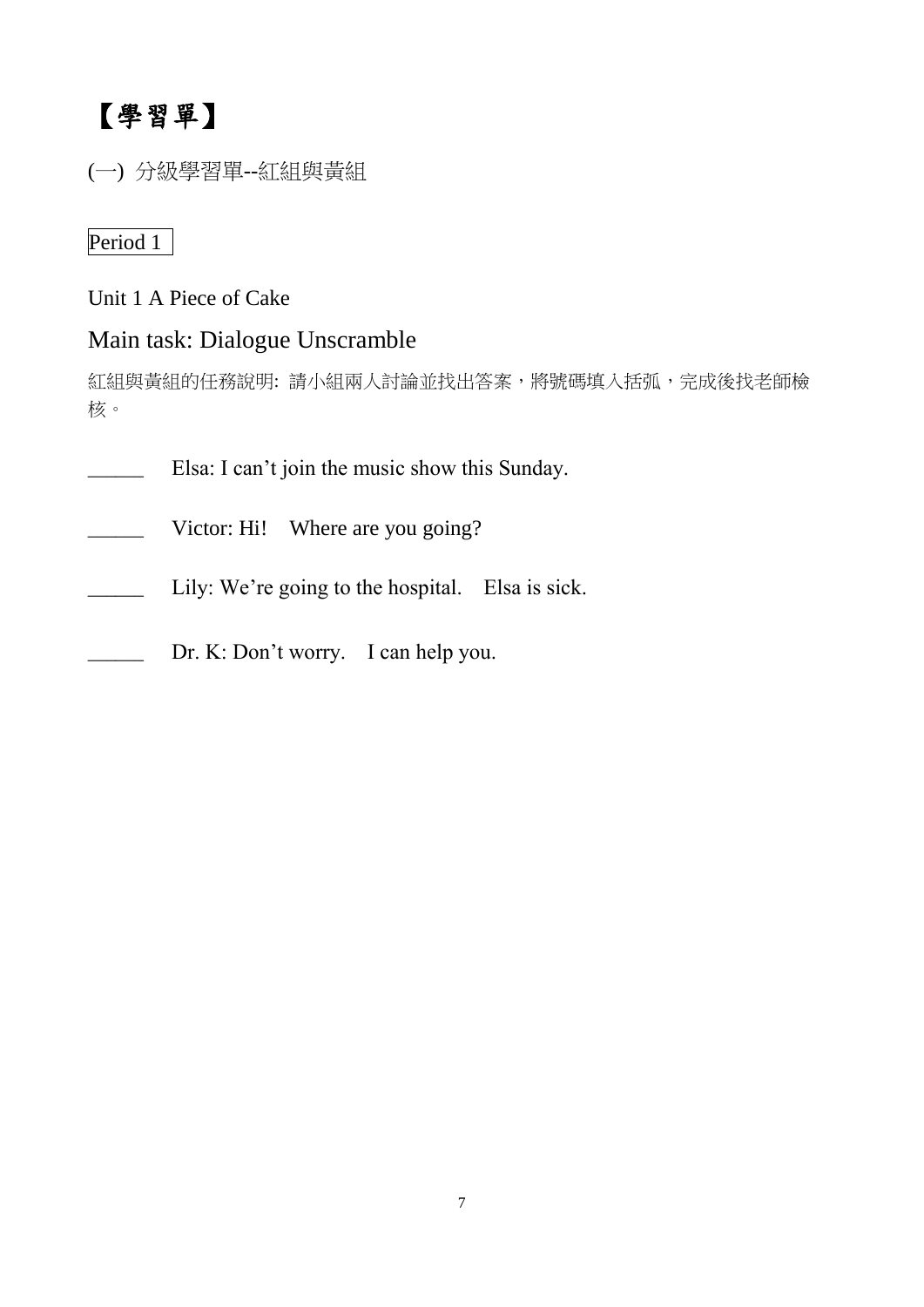# 【學習單】

(一) 分級學習單--紅組與黃組

Period 1

Unit 1 A Piece of Cake

## Main task: Dialogue Unscramble

紅組與黃組的任務說明: 請小組兩人討論並找出答案，將號碼填入括弧，完成後找老師檢核。

\_\_\_\_\_ Elsa: I can’t join the music show this Sunday.

\_\_\_\_\_ Victor: Hi! Where are you going?

\_\_\_\_\_ Lily: We’re going to the hospital. Elsa is sick.

\_\_\_\_\_ Dr. K: Don’t worry. I can help you.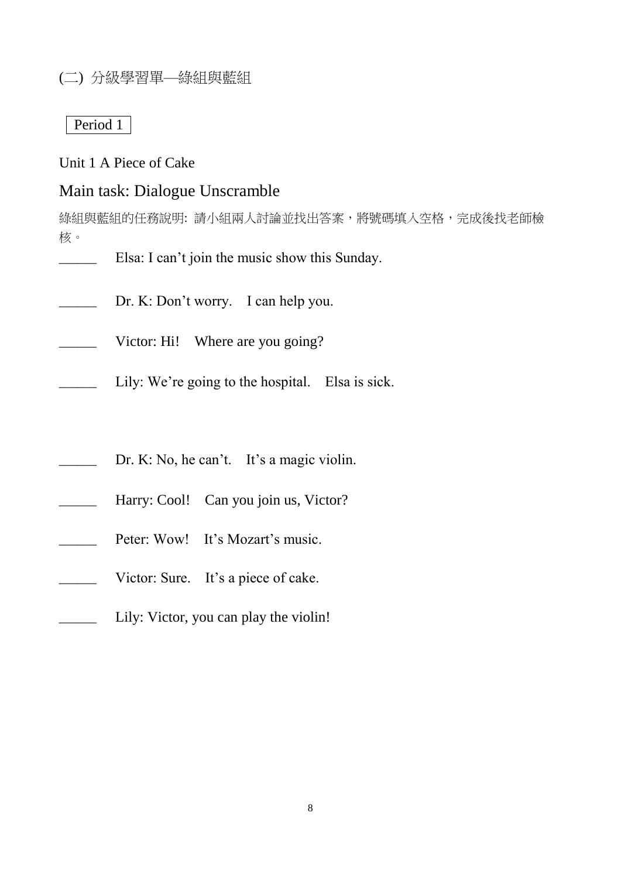(二) 分級學習單—綠組與藍組

Period 1

Unit 1 A Piece of Cake

## Main task: Dialogue Unscramble

綠組與藍組的任務說明: 請小組兩人討論並找出答案，將號碼填入空格，完成後找老師檢核。

_____ Elsa: I can’t join the music show this Sunday.

_____ Dr. K: Don’t worry. I can help you.

_____ Victor: Hi! Where are you going?

_____ Lily: We’re going to the hospital. Elsa is sick.

_____ Dr. K: No, he can’t. It’s a magic violin.

_____ Harry: Cool! Can you join us, Victor?

_____ Peter: Wow! It’s Mozart’s music.

_____ Victor: Sure. It’s a piece of cake.

_____ Lily: Victor, you can play the violin!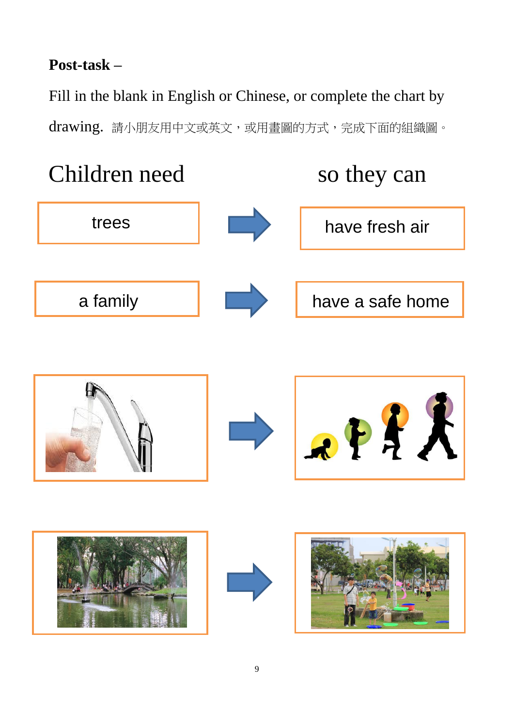**Post-task –**

Fill in the blank in English or Chinese, or complete the chart by drawing. 請小朋友用中文或英文，或用畫圖的方式，完成下面的組織圖。

| Children need | | so they can |
|---|---|---|
| trees | → | have fresh air |
| a family | → | have a safe home |
| | → | |
| | → | |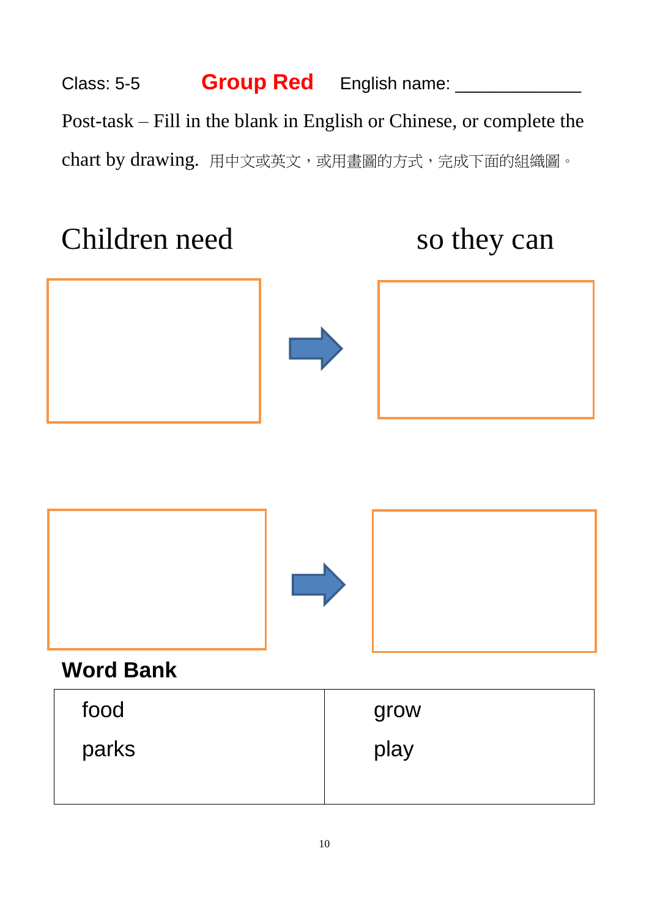Class: 5-5 **Group Red** English name: _____________

Post-task – Fill in the blank in English or Chinese, or complete the chart by drawing. 用中文或英文，或用畫圖的方式，完成下面的組織圖。

Children need → so they can

| Children need | | so they can |
|---|---|---|
| | → | |
| | → | |

**Word Bank**

| | |
|---|---|
| food | grow |
| parks | play |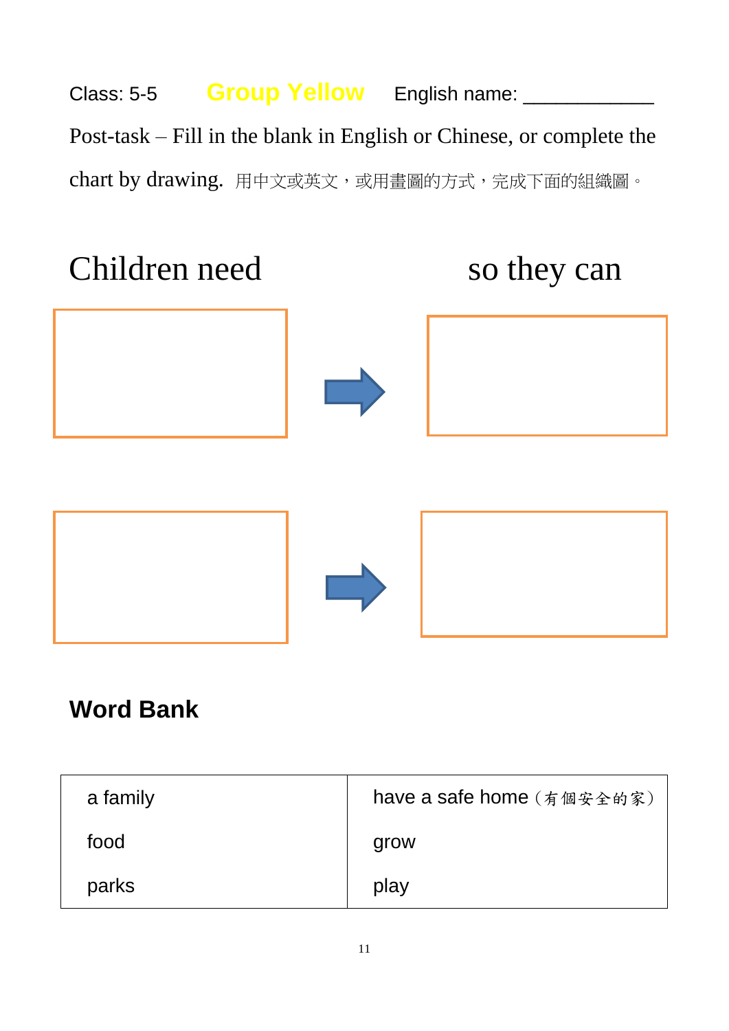Class: 5-5 **Group Yellow** English name: ____________

Post-task – Fill in the blank in English or Chinese, or complete the chart by drawing. 用中文或英文，或用畫圖的方式，完成下面的組織圖。

| Children need | | so they can |
|---|---|---|
| | → | |
| | → | |

## Word Bank

| | |
|---|---|
| a family | have a safe home（有個安全的家） |
| food | grow |
| parks | play |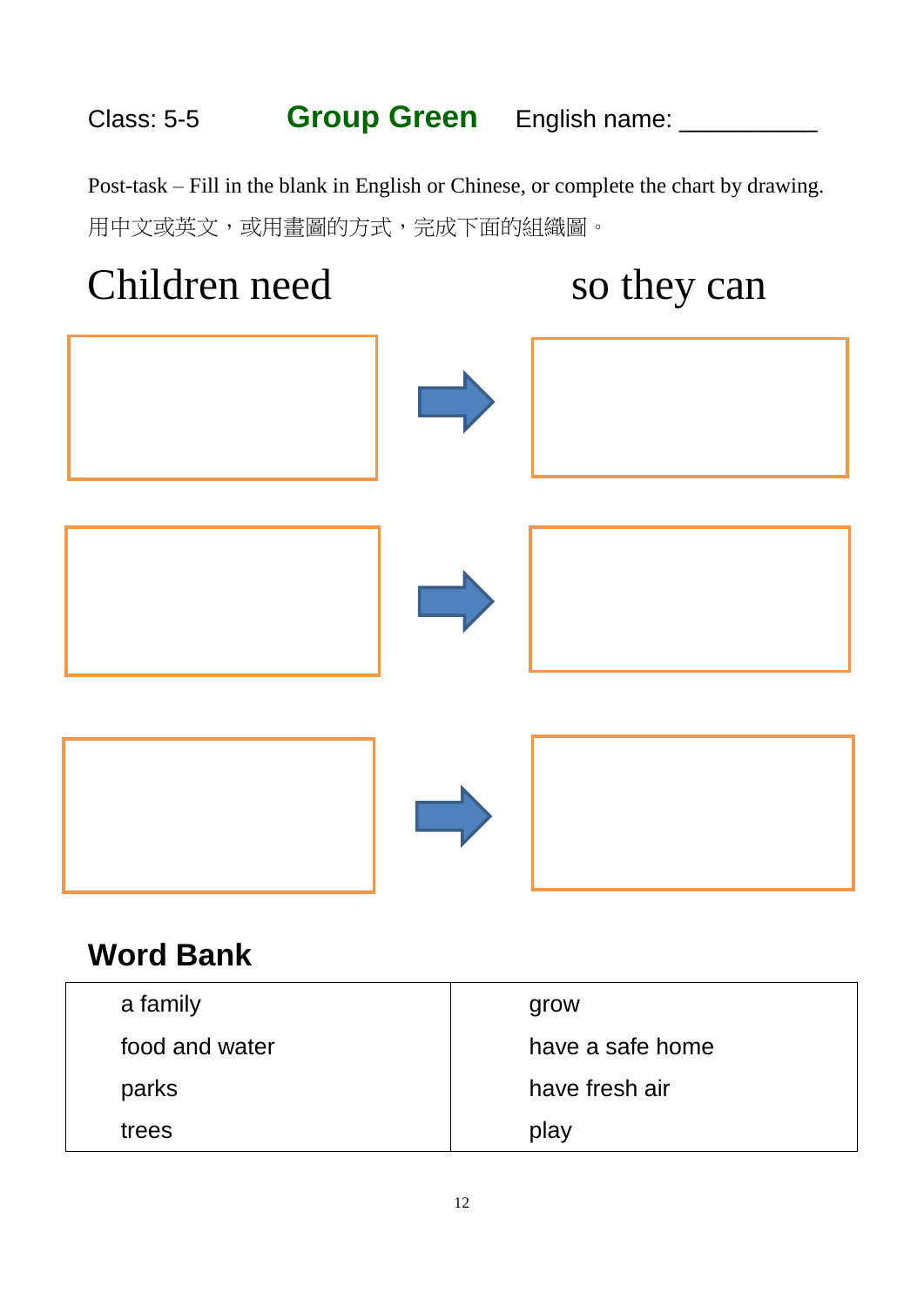Class: 5-5 **Group Green** English name: __________

Post-task – Fill in the blank in English or Chinese, or complete the chart by drawing.
用中文或英文，或用畫圖的方式，完成下面的組織圖。

| Children need | | so they can |
|---|---|---|
| | → | |
| | → | |
| | → | |

## Word Bank

| | |
|---|---|
| a family | grow |
| food and water | have a safe home |
| parks | have fresh air |
| trees | play |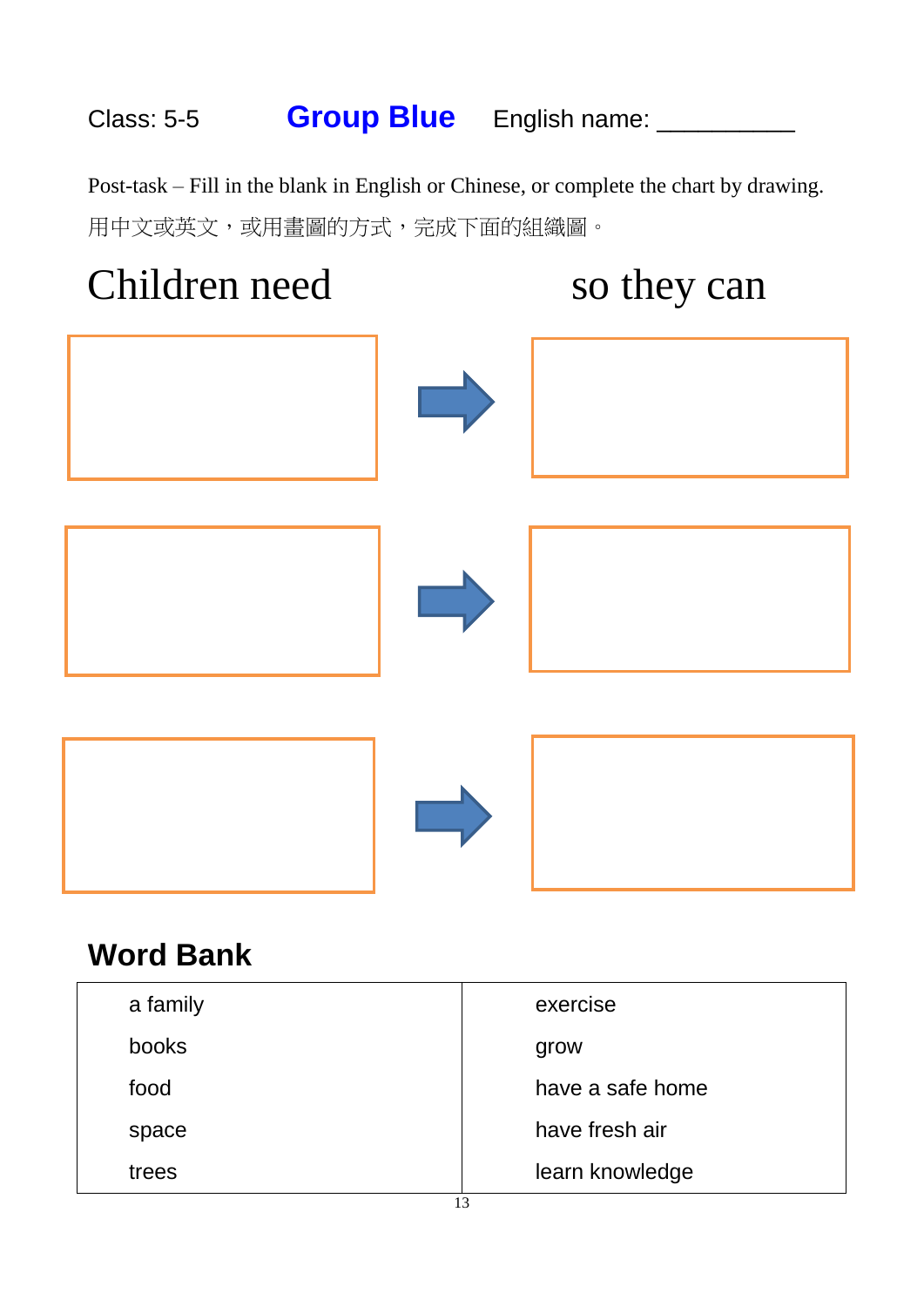Class: 5-5 **Group Blue** English name: __________

Post-task – Fill in the blank in English or Chinese, or complete the chart by drawing.

用中文或英文，或用畫圖的方式，完成下面的組織圖。

| Children need | | so they can |
|---|---|---|
| | → | |
| | → | |
| | → | |

## Word Bank

| | |
|---|---|
| a family | exercise |
| books | grow |
| food | have a safe home |
| space | have fresh air |
| trees | learn knowledge |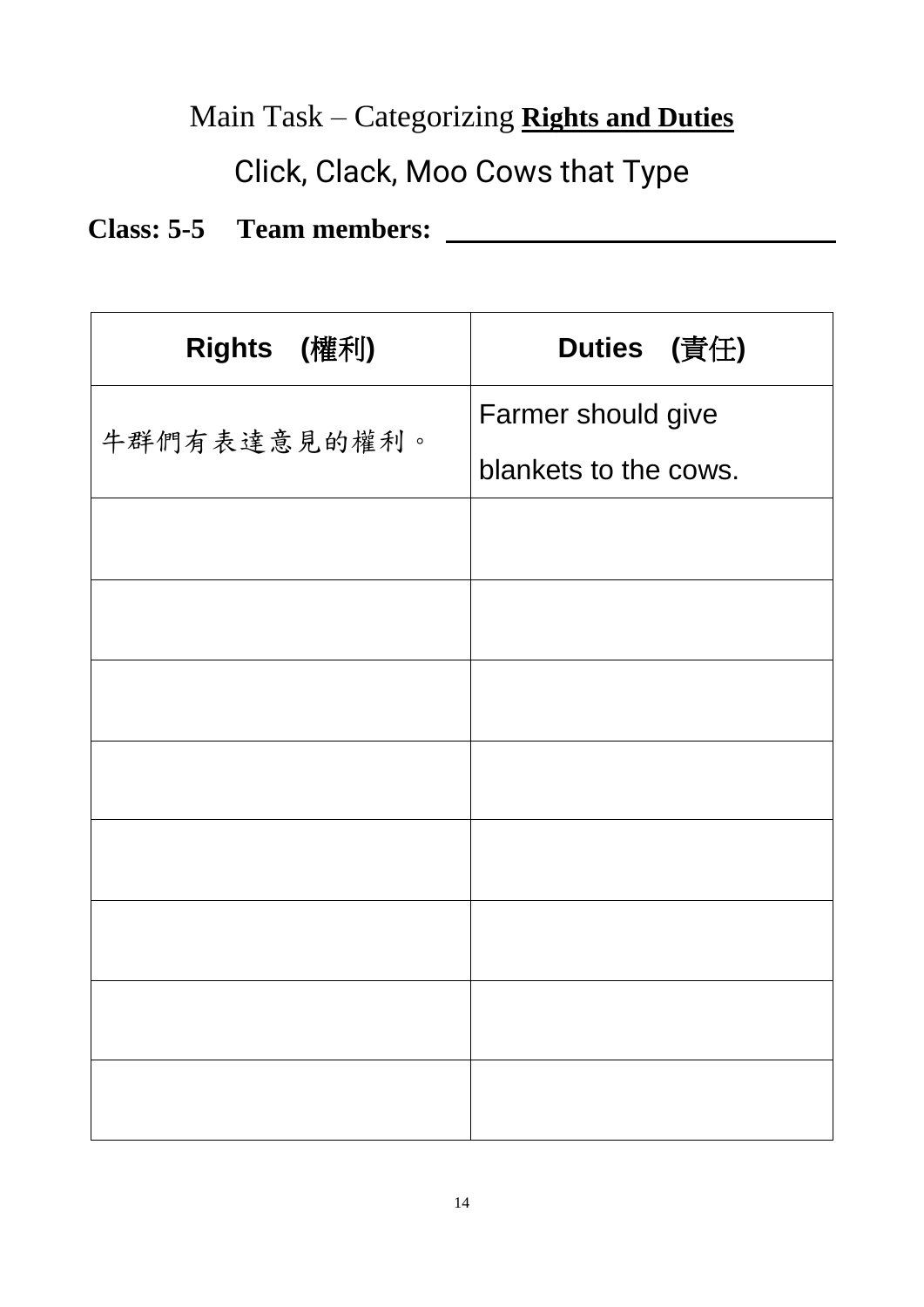# Main Task – Categorizing **Rights and Duties**

## Click, Clack, Moo Cows that Type

**Class: 5-5 Team members:** ____________________________

| **Rights (權利)** | **Duties (責任)** |
|---|---|
| 牛群們有表達意見的權利。 | Farmer should give blankets to the cows. |
| | |
| | |
| | |
| | |
| | |
| | |
| | |
| | |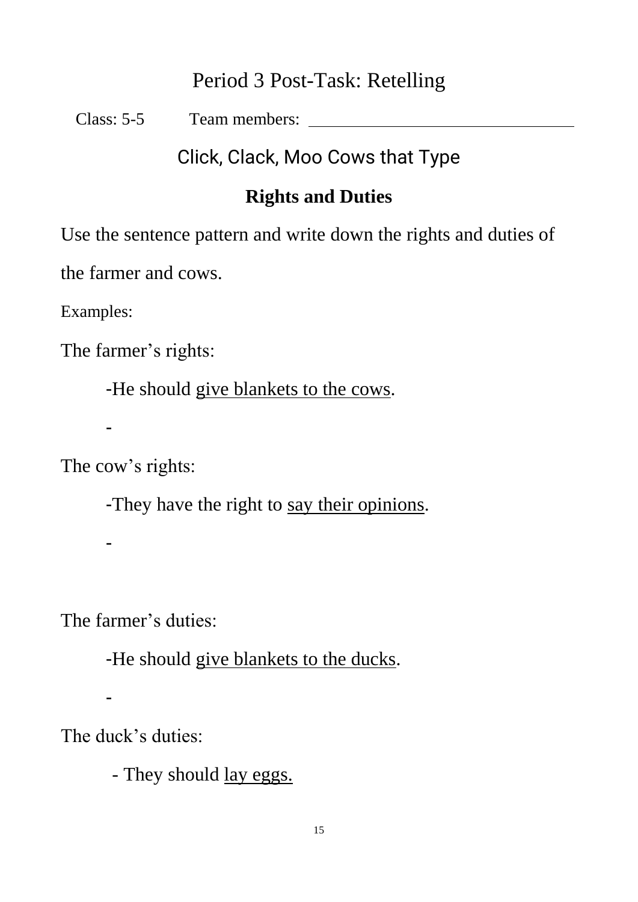# Period 3 Post-Task: Retelling

Class: 5-5 Team members: ______________________________

## Click, Clack, Moo Cows that Type

### Rights and Duties

Use the sentence pattern and write down the rights and duties of the farmer and cows.

Examples:

The farmer's rights:

-He should <u>give blankets to the cows</u>.

-

The cow's rights:

-They have the right to <u>say their opinions</u>.

-

The farmer's duties:

-He should <u>give blankets to the ducks</u>.

-

The duck's duties:

- They should <u>lay eggs.</u>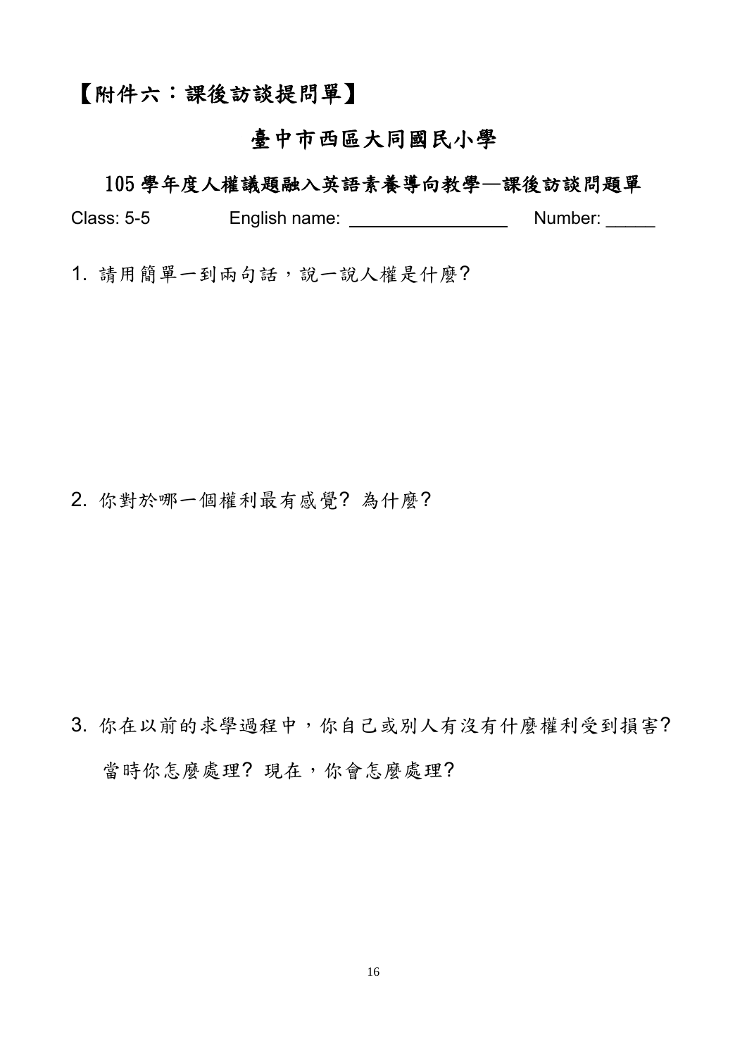【附件六：課後訪談提問單】

# 臺中市西區大同國民小學

## 105 學年度人權議題融入英語素養導向教學—課後訪談問題單

Class: 5-5　　　English name: ________________　　Number: _____

1. 請用簡單一到兩句話，說一說人權是什麼?

2. 你對於哪一個權利最有感覺? 為什麼?

3. 你在以前的求學過程中，你自己或別人有沒有什麼權利受到損害?
當時你怎麼處理? 現在，你會怎麼處理?